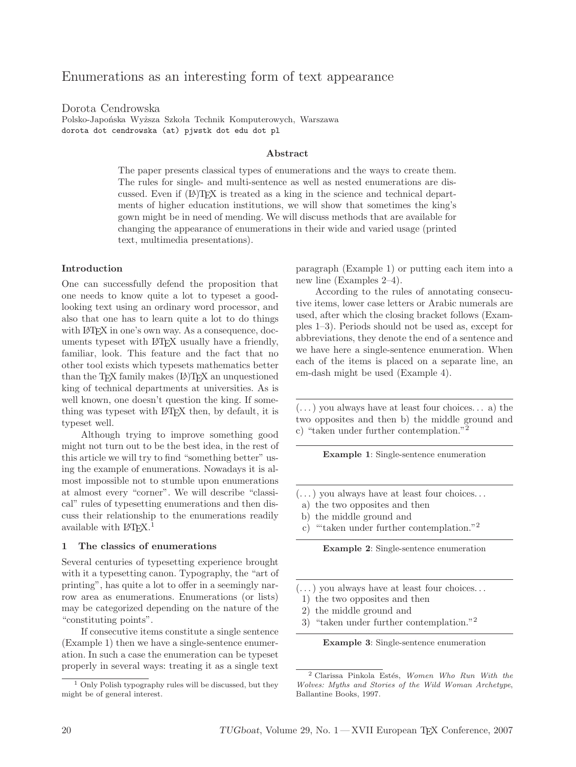# Enumerations as an interesting form of text appearance

Dorota Cendrowska
Polsko-Japońska Wyższa Szkoła Technik Komputerowych, Warszawa
dorota dot cendrowska (at) pjwstk dot edu dot pl

### Abstract

The paper presents classical types of enumerations and the ways to create them. The rules for single- and multi-sentence as well as nested enumerations are discussed. Even if (LA)TEX is treated as a king in the science and technical departments of higher education institutions, we will show that sometimes the king's gown might be in need of mending. We will discuss methods that are available for changing the appearance of enumerations in their wide and varied usage (printed text, multimedia presentations).

### Introduction

One can successfully defend the proposition that one needs to know quite a lot to typeset a good-looking text using an ordinary word processor, and also that one has to learn quite a lot to do things with LATEX in one's own way. As a consequence, documents typeset with LATEX usually have a friendly, familiar, look. This feature and the fact that no other tool exists which typesets mathematics better than the TEX family makes (LA)TEX an unquestioned king of technical departments at universities. As is well known, one doesn't question the king. If something was typeset with LATEX then, by default, it is typeset well.

Although trying to improve something good might not turn out to be the best idea, in the rest of this article we will try to find "something better" using the example of enumerations. Nowadays it is almost impossible not to stumble upon enumerations at almost every "corner". We will describe "classical" rules of typesetting enumerations and then discuss their relationship to the enumerations readily available with LATEX.[1]

## 1 The classics of enumerations

Several centuries of typesetting experience brought with it a typesetting canon. Typography, the "art of printing", has quite a lot to offer in a seemingly narrow area as enumerations. Enumerations (or lists) may be categorized depending on the nature of the "constituting points".

If consecutive items constitute a single sentence (Example 1) then we have a single-sentence enumeration. In such a case the enumeration can be typeset properly in several ways: treating it as a single text paragraph (Example 1) or putting each item into a new line (Examples 2–4).

According to the rules of annotating consecutive items, lower case letters or Arabic numerals are used, after which the closing bracket follows (Examples 1–3). Periods should not be used as, except for abbreviations, they denote the end of a sentence and we have here a single-sentence enumeration. When each of the items is placed on a separate line, an em-dash might be used (Example 4).

---

(...) you always have at least four choices... a) the two opposites and then b) the middle ground and c) "taken under further contemplation."[2]

---

**Example 1**: Single-sentence enumeration

---

(...) you always have at least four choices...
a) the two opposites and then
b) the middle ground and
c) "'taken under further contemplation."[2]

---

**Example 2**: Single-sentence enumeration

---

(...) you always have at least four choices...
1) the two opposites and then
2) the middle ground and
3) "taken under further contemplation."[2]

---

**Example 3**: Single-sentence enumeration

[1] Only Polish typography rules will be discussed, but they might be of general interest.

[2] Clarissa Pinkola Estés, *Women Who Run With the Wolves: Myths and Stories of the Wild Woman Archetype*, Ballantine Books, 1997.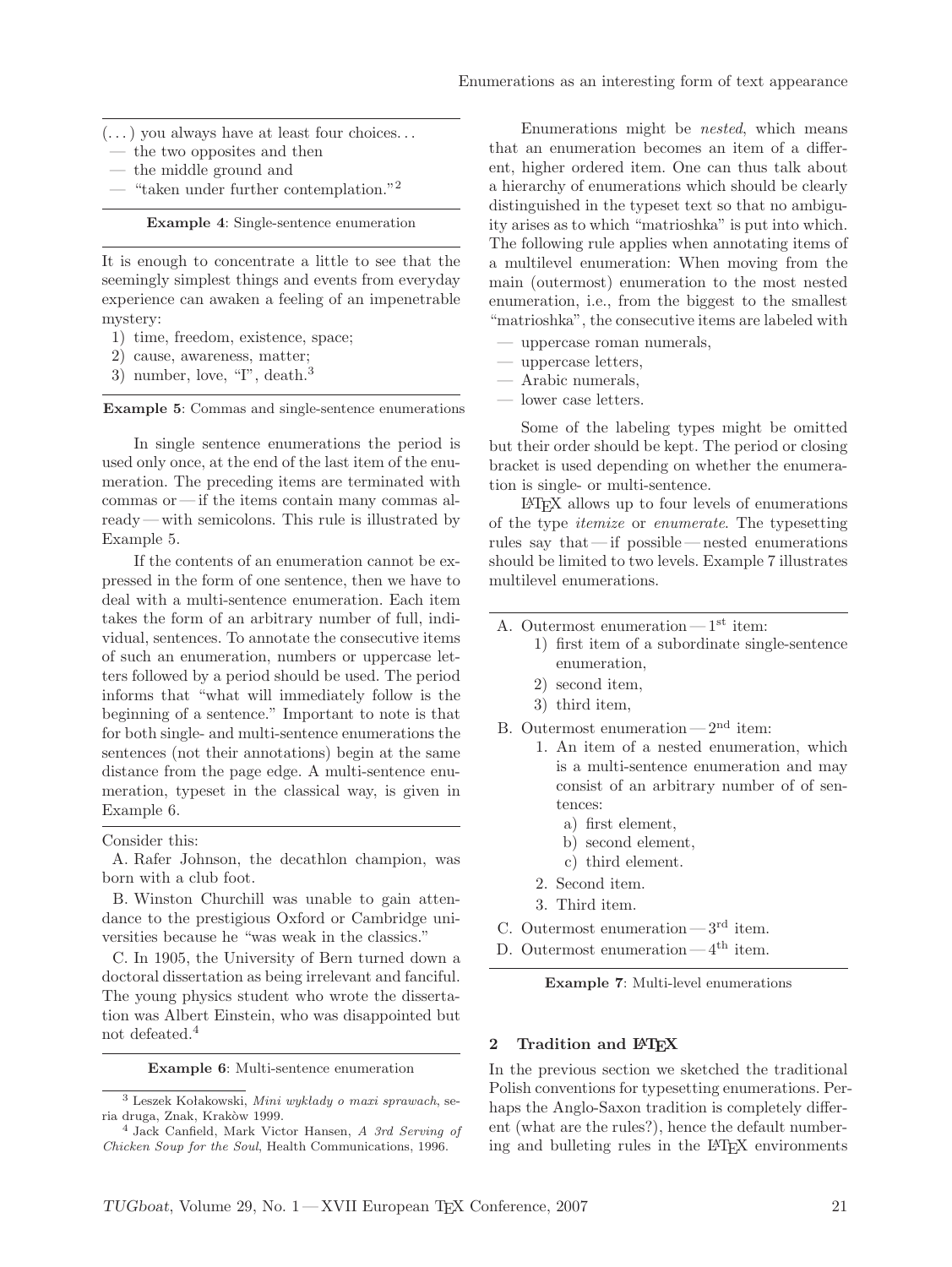(...) you always have at least four choices...
— the two opposites and then
— the middle ground and
— "taken under further contemplation."[2]

**Example 4**: Single-sentence enumeration

It is enough to concentrate a little to see that the seemingly simplest things and events from everyday experience can awaken a feeling of an impenetrable mystery:

1) time, freedom, existence, space;
2) cause, awareness, matter;
3) number, love, "I", death.[3]

**Example 5**: Commas and single-sentence enumerations

In single sentence enumerations the period is used only once, at the end of the last item of the enumeration. The preceding items are terminated with commas or — if the items contain many commas already — with semicolons. This rule is illustrated by Example 5.

If the contents of an enumeration cannot be expressed in the form of one sentence, then we have to deal with a multi-sentence enumeration. Each item takes the form of an arbitrary number of full, individual, sentences. To annotate the consecutive items of such an enumeration, numbers or uppercase letters followed by a period should be used. The period informs that "what will immediately follow is the beginning of a sentence." Important to note is that for both single- and multi-sentence enumerations the sentences (not their annotations) begin at the same distance from the page edge. A multi-sentence enumeration, typeset in the classical way, is given in Example 6.

Consider this:

A. Rafer Johnson, the decathlon champion, was born with a club foot.

B. Winston Churchill was unable to gain attendance to the prestigious Oxford or Cambridge universities because he "was weak in the classics."

C. In 1905, the University of Bern turned down a doctoral dissertation as being irrelevant and fanciful. The young physics student who wrote the dissertation was Albert Einstein, who was disappointed but not defeated.[4]

**Example 6**: Multi-sentence enumeration

[3] Leszek Kołakowski, *Mini wykłady o maxi sprawach*, seria druga, Znak, Krakòw 1999.

[4] Jack Canfield, Mark Victor Hansen, *A 3rd Serving of Chicken Soup for the Soul*, Health Communications, 1996.

Enumerations might be *nested*, which means that an enumeration becomes an item of a different, higher ordered item. One can thus talk about a hierarchy of enumerations which should be clearly distinguished in the typeset text so that no ambiguity arises as to which "matrioshka" is put into which. The following rule applies when annotating items of a multilevel enumeration: When moving from the main (outermost) enumeration to the most nested enumeration, i.e., from the biggest to the smallest "matrioshka", the consecutive items are labeled with

— uppercase roman numerals,
— uppercase letters,
— Arabic numerals,
— lower case letters.

Some of the labeling types might be omitted but their order should be kept. The period or closing bracket is used depending on whether the enumeration is single- or multi-sentence.

LaTeX allows up to four levels of enumerations of the type *itemize* or *enumerate*. The typesetting rules say that — if possible — nested enumerations should be limited to two levels. Example 7 illustrates multilevel enumerations.

A. Outermost enumeration — 1^st^ item:
    1) first item of a subordinate single-sentence enumeration,
    2) second item,
    3) third item,

B. Outermost enumeration — 2^nd^ item:
    1. An item of a nested enumeration, which is a multi-sentence enumeration and may consist of an arbitrary number of of sentences:
        a) first element,
        b) second element,
        c) third element.
    2. Second item.
    3. Third item.

C. Outermost enumeration — 3^rd^ item.

D. Outermost enumeration — 4^th^ item.

**Example 7**: Multi-level enumerations

## 2 Tradition and LaTeX

In the previous section we sketched the traditional Polish conventions for typesetting enumerations. Perhaps the Anglo-Saxon tradition is completely different (what are the rules?), hence the default numbering and bulleting rules in the LaTeX environments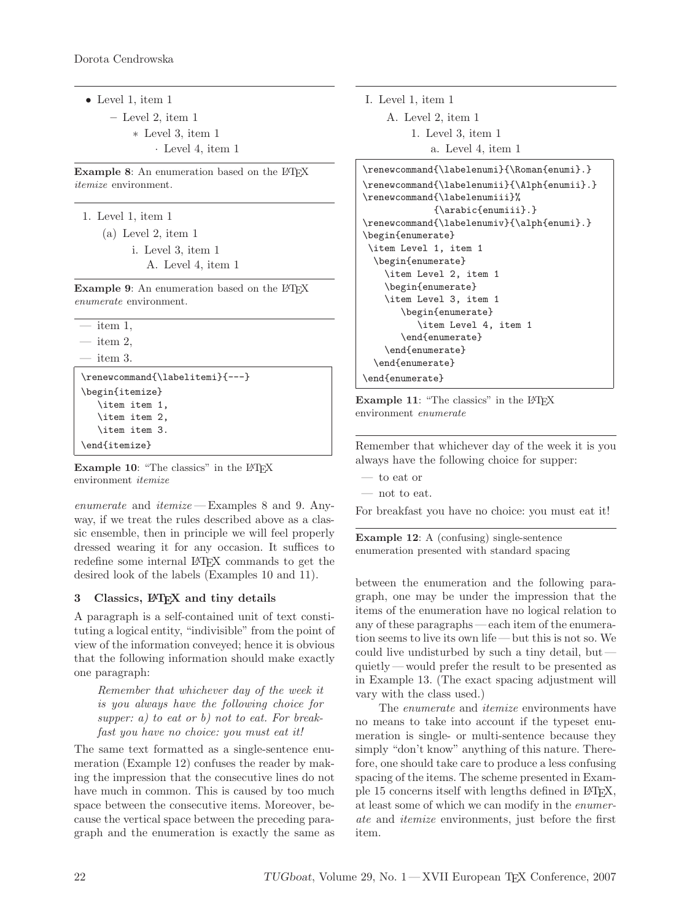- Level 1, item 1
  - – Level 2, item 1
    - ∗ Level 3, item 1
      - · Level 4, item 1

**Example 8**: An enumeration based on the LaTeX *itemize* environment.

1. Level 1, item 1
   (a) Level 2, item 1
      i. Level 3, item 1
         A. Level 4, item 1

**Example 9**: An enumeration based on the LaTeX *enumerate* environment.

— item 1,
— item 2,
— item 3.

```
\renewcommand{\labelitemi}{---}
\begin{itemize}
   \item item 1,
   \item item 2,
   \item item 3.
\end{itemize}
```

**Example 10**: "The classics" in the LaTeX environment *itemize*

I. Level 1, item 1
   A. Level 2, item 1
      1. Level 3, item 1
         a. Level 4, item 1

```
\renewcommand{\labelenumi}{\Roman{enumi}.}
\renewcommand{\labelenumii}{\Alph{enumii}.}
\renewcommand{\labelenumiii}%
            {\arabic{enumiii}.}
\renewcommand{\labelenumiv}{\alph{enumi}.}
\begin{enumerate}
 \item Level 1, item 1
  \begin{enumerate}
    \item Level 2, item 1
    \begin{enumerate}
    \item Level 3, item 1
       \begin{enumerate}
          \item Level 4, item 1
       \end{enumerate}
    \end{enumerate}
  \end{enumerate}
\end{enumerate}
```

**Example 11**: "The classics" in the LaTeX environment *enumerate*

*enumerate* and *itemize* — Examples 8 and 9. Anyway, if we treat the rules described above as a classic ensemble, then in principle we will feel properly dressed wearing it for any occasion. It suffices to redefine some internal LaTeX commands to get the desired look of the labels (Examples 10 and 11).

## 3 Classics, LaTeX and tiny details

A paragraph is a self-contained unit of text constituting a logical entity, "indivisible" from the point of view of the information conveyed; hence it is obvious that the following information should make exactly one paragraph:

> *Remember that whichever day of the week it is you always have the following choice for supper: a) to eat or b) not to eat. For breakfast you have no choice: you must eat it!*

The same text formatted as a single-sentence enumeration (Example 12) confuses the reader by making the impression that the consecutive lines do not have much in common. This is caused by too much space between the consecutive items. Moreover, because the vertical space between the preceding paragraph and the enumeration is exactly the same as

Remember that whichever day of the week it is you always have the following choice for supper:

— to eat or

— not to eat.

For breakfast you have no choice: you must eat it!

**Example 12**: A (confusing) single-sentence enumeration presented with standard spacing

between the enumeration and the following paragraph, one may be under the impression that the items of the enumeration have no logical relation to any of these paragraphs — each item of the enumeration seems to live its own life — but this is not so. We could live undisturbed by such a tiny detail, but — quietly — would prefer the result to be presented as in Example 13. (The exact spacing adjustment will vary with the class used.)

The *enumerate* and *itemize* environments have no means to take into account if the typeset enumeration is single- or multi-sentence because they simply "don't know" anything of this nature. Therefore, one should take care to produce a less confusing spacing of the items. The scheme presented in Example 15 concerns itself with lengths defined in LaTeX, at least some of which we can modify in the *enumerate* and *itemize* environments, just before the first item.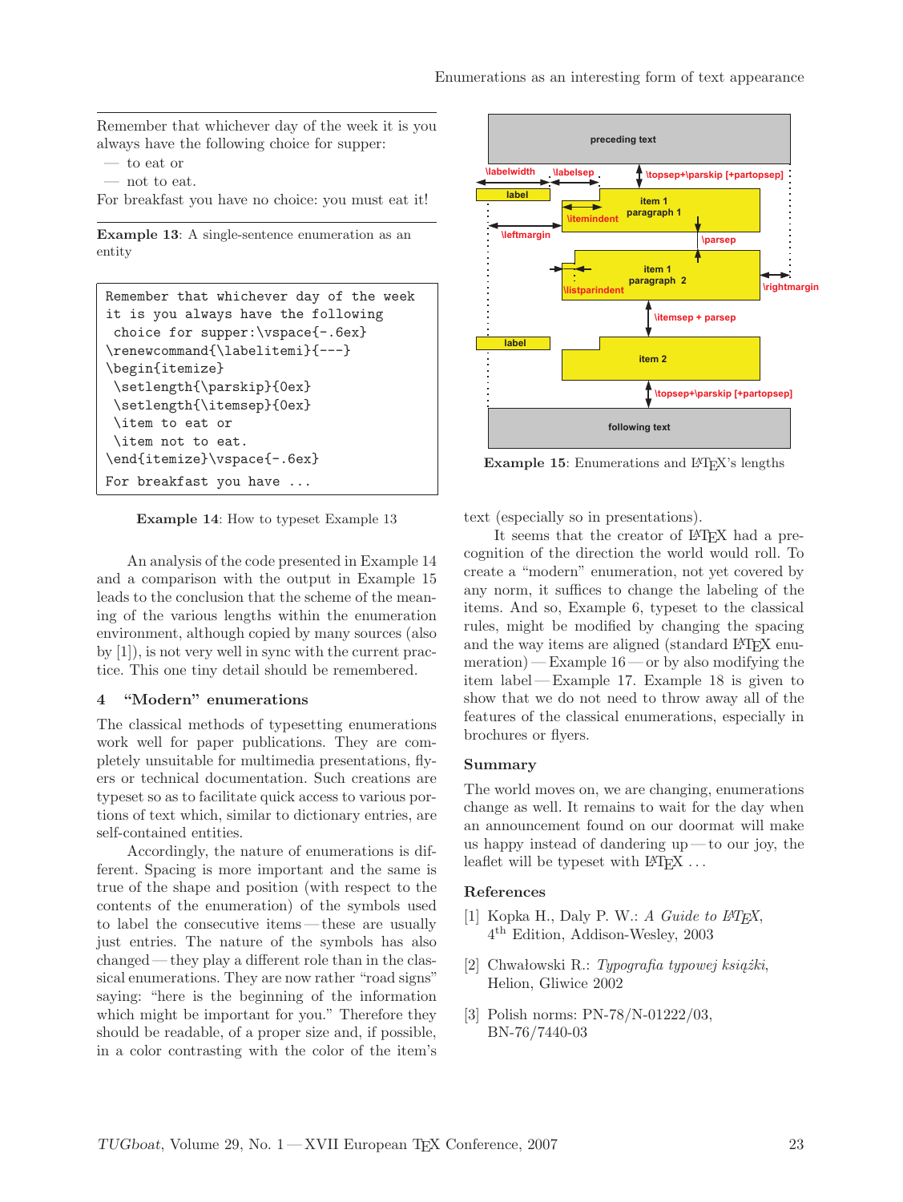Remember that whichever day of the week it is you always have the following choice for supper:

— to eat or

— not to eat.

For breakfast you have no choice: you must eat it!

**Example 13**: A single-sentence enumeration as an entity

```
Remember that whichever day of the week
it is you always have the following
 choice for supper:\vspace{-.6ex}
\renewcommand{\labelitemi}{---}
\begin{itemize}
 \setlength{\parskip}{0ex}
 \setlength{\itemsep}{0ex}
 \item to eat or
 \item not to eat.
\end{itemize}\vspace{-.6ex}
For breakfast you have ...
```

**Example 14**: How to typeset Example 13

An analysis of the code presented in Example 14 and a comparison with the output in Example 15 leads to the conclusion that the scheme of the meaning of the various lengths within the enumeration environment, although copied by many sources (also by [1]), is not very well in sync with the current practice. This one tiny detail should be remembered.

## 4 "Modern" enumerations

The classical methods of typesetting enumerations work well for paper publications. They are completely unsuitable for multimedia presentations, flyers or technical documentation. Such creations are typeset so as to facilitate quick access to various portions of text which, similar to dictionary entries, are self-contained entities.

Accordingly, the nature of enumerations is different. Spacing is more important and the same is true of the shape and position (with respect to the contents of the enumeration) of the symbols used to label the consecutive items — these are usually just entries. The nature of the symbols has also changed — they play a different role than in the classical enumerations. They are now rather "road signs" saying: "here is the beginning of the information which might be important for you." Therefore they should be readable, of a proper size and, if possible, in a color contrasting with the color of the item's text (especially so in presentations).

preceding text

\labelwidth \labelsep \topsep+\parskip [+partopsep]

label item 1 paragraph 1 \itemindent

\leftmargin \parsep

item 1 paragraph 2 \listparindent \rightmargin

\itemsep + parsep

label item 2

\topsep+\parskip [+partopsep]

following text

**Example 15**: Enumerations and LaTeX's lengths

It seems that the creator of LaTeX had a precognition of the direction the world would roll. To create a "modern" enumeration, not yet covered by any norm, it suffices to change the labeling of the items. And so, Example 6, typeset to the classical rules, might be modified by changing the spacing and the way items are aligned (standard LaTeX enumeration) — Example 16 — or by also modifying the item label — Example 17. Example 18 is given to show that we do not need to throw away all of the features of the classical enumerations, especially in brochures or flyers.

## Summary

The world moves on, we are changing, enumerations change as well. It remains to wait for the day when an announcement found on our doormat will make us happy instead of dandering up — to our joy, the leaflet will be typeset with LaTeX ...

## References

[1] Kopka H., Daly P. W.: *A Guide to LaTeX*, 4th Edition, Addison-Wesley, 2003

[2] Chwałowski R.: *Typografia typowej książki*, Helion, Gliwice 2002

[3] Polish norms: PN-78/N-01222/03, BN-76/7440-03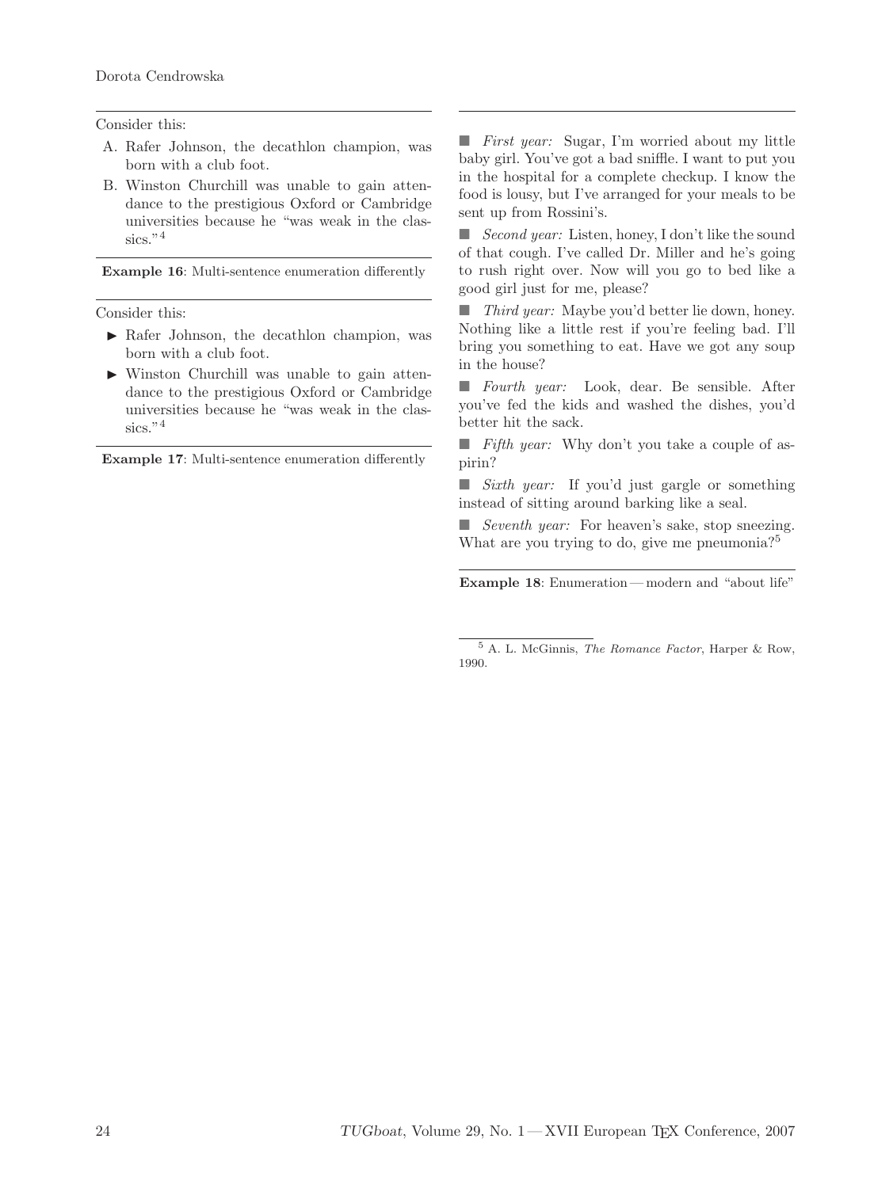Consider this:

A. Rafer Johnson, the decathlon champion, was born with a club foot.
B. Winston Churchill was unable to gain attendance to the prestigious Oxford or Cambridge universities because he "was weak in the classics."[4]

**Example 16**: Multi-sentence enumeration differently

Consider this:

- ► Rafer Johnson, the decathlon champion, was born with a club foot.
- ► Winston Churchill was unable to gain attendance to the prestigious Oxford or Cambridge universities because he "was weak in the classics."[4]

**Example 17**: Multi-sentence enumeration differently

■ *First year:* Sugar, I'm worried about my little baby girl. You've got a bad sniffle. I want to put you in the hospital for a complete checkup. I know the food is lousy, but I've arranged for your meals to be sent up from Rossini's.

■ *Second year:* Listen, honey, I don't like the sound of that cough. I've called Dr. Miller and he's going to rush right over. Now will you go to bed like a good girl just for me, please?

■ *Third year:* Maybe you'd better lie down, honey. Nothing like a little rest if you're feeling bad. I'll bring you something to eat. Have we got any soup in the house?

■ *Fourth year:* Look, dear. Be sensible. After you've fed the kids and washed the dishes, you'd better hit the sack.

■ *Fifth year:* Why don't you take a couple of aspirin?

■ *Sixth year:* If you'd just gargle or something instead of sitting around barking like a seal.

■ *Seventh year:* For heaven's sake, stop sneezing. What are you trying to do, give me pneumonia?[5]

**Example 18**: Enumeration — modern and "about life"

[5] A. L. McGinnis, *The Romance Factor*, Harper & Row, 1990.